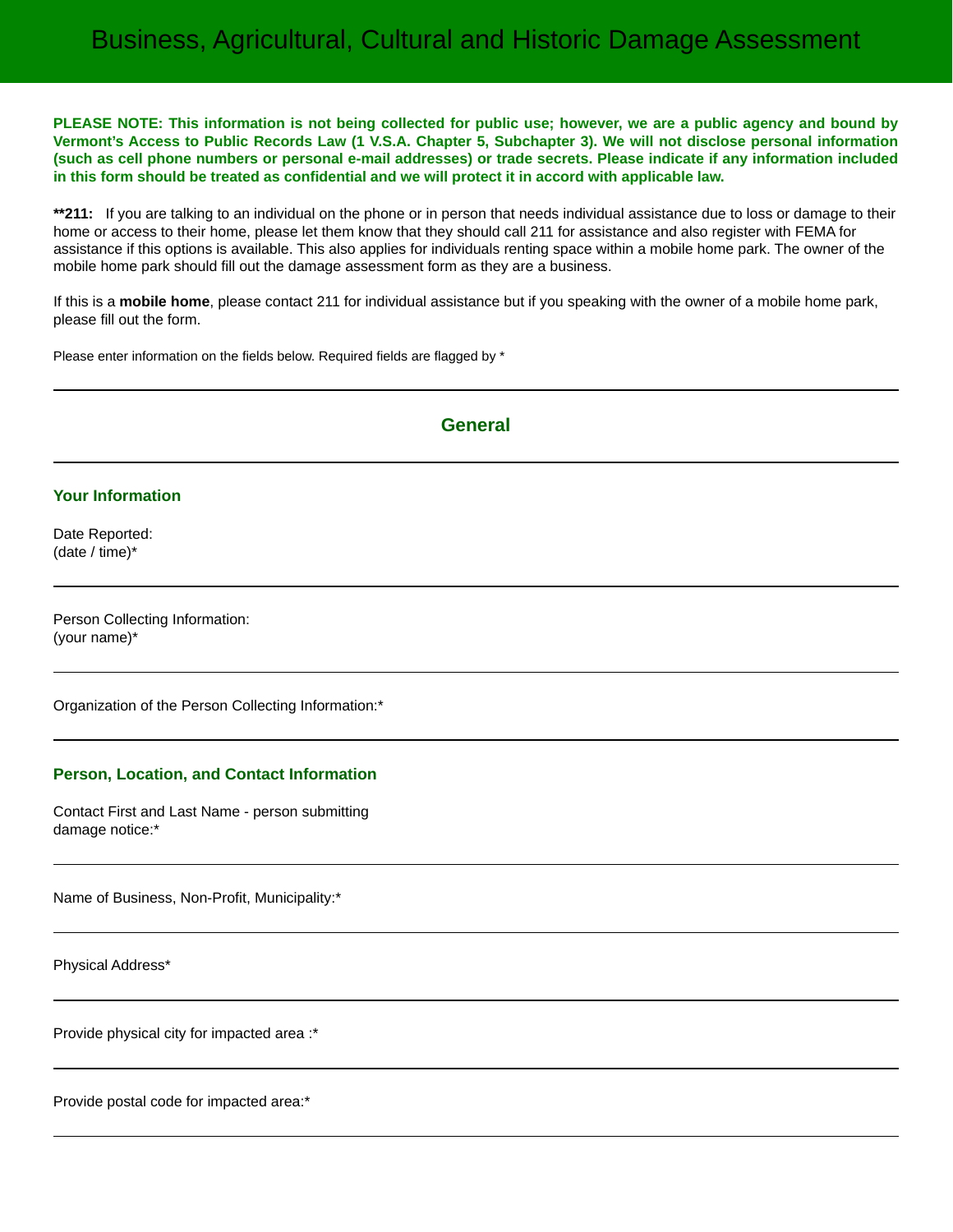# Business, Agricultural, Cultural and Historic Damage Assessment

**PLEASE NOTE: This information is not being collected for public use; however, we are a public agency and bound by Vermont's Access to Public Records Law (1 V.S.A. Chapter 5, Subchapter 3). We will not disclose personal information (such as cell phone numbers or personal e-mail addresses) or trade secrets. Please indicate if any information included in this form should be treated as confidential and we will protect it in accord with applicable law.**

**\*\*211:** If you are talking to an individual on the phone or in person that needs individual assistance due to loss or damage to their home or access to their home, please let them know that they should call 211 for assistance and also register with FEMA for assistance if this options is available. This also applies for individuals renting space within a mobile home park. The owner of the mobile home park should fill out the damage assessment form as they are a business.

If this is a **mobile home**, please contact 211 for individual assistance but if you speaking with the owner of a mobile home park, please fill out the form.

Please enter information on the fields below. Required fields are flagged by *

---

## General

---

### Your Information

Date Reported:
(date / time)*

---

Person Collecting Information:
(your name)*

---

Organization of the Person Collecting Information:*

---

### Person, Location, and Contact Information

Contact First and Last Name - person submitting damage notice:*

---

Name of Business, Non-Profit, Municipality:*

---

Physical Address*

---

Provide physical city for impacted area :*

---

Provide postal code for impacted area:*

---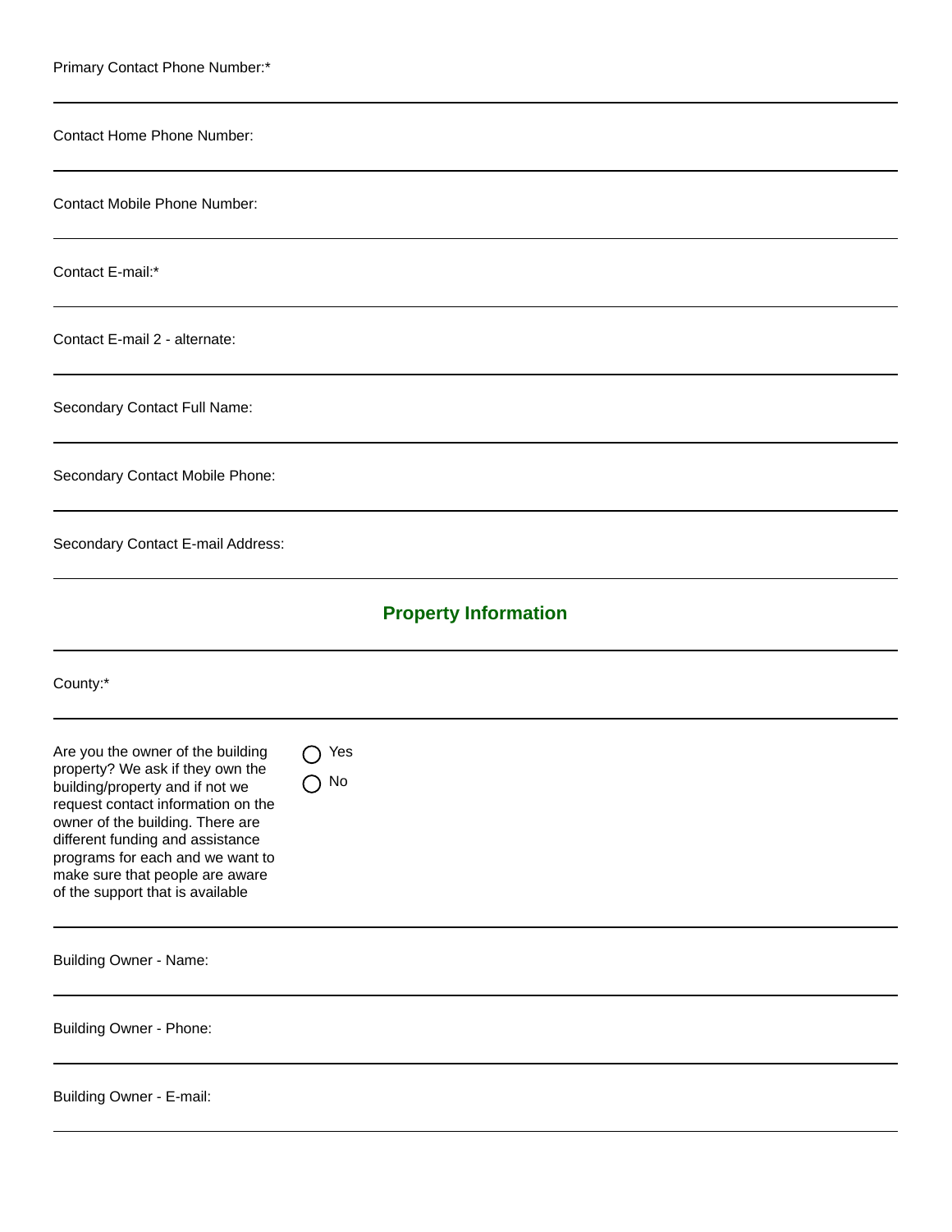Primary Contact Phone Number:*

Contact Home Phone Number:

Contact Mobile Phone Number:

Contact E-mail:*

Contact E-mail 2 - alternate:

Secondary Contact Full Name:

Secondary Contact Mobile Phone:

Secondary Contact E-mail Address:

## Property Information

County:*

Are you the owner of the building property? We ask if they own the building/property and if not we request contact information on the owner of the building. There are different funding and assistance programs for each and we want to make sure that people are aware of the support that is available

- ◯ Yes
- ◯ No

Building Owner - Name:

Building Owner - Phone:

Building Owner - E-mail: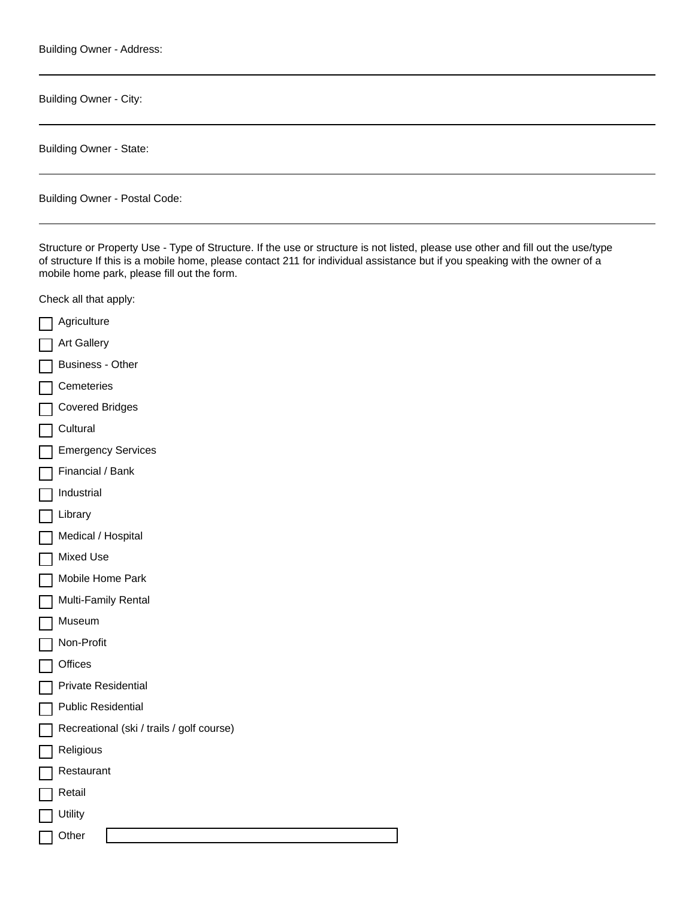Building Owner - Address:

______________________________________________________________________

Building Owner - City:

______________________________________________________________________

Building Owner - State:

______________________________________________________________________

Building Owner - Postal Code:

______________________________________________________________________

Structure or Property Use - Type of Structure. If the use or structure is not listed, please use other and fill out the use/type of structure If this is a mobile home, please contact 211 for individual assistance but if you speaking with the owner of a mobile home park, please fill out the form.

Check all that apply:

- [ ] Agriculture
- [ ] Art Gallery
- [ ] Business - Other
- [ ] Cemeteries
- [ ] Covered Bridges
- [ ] Cultural
- [ ] Emergency Services
- [ ] Financial / Bank
- [ ] Industrial
- [ ] Library
- [ ] Medical / Hospital
- [ ] Mixed Use
- [ ] Mobile Home Park
- [ ] Multi-Family Rental
- [ ] Museum
- [ ] Non-Profit
- [ ] Offices
- [ ] Private Residential
- [ ] Public Residential
- [ ] Recreational (ski / trails / golf course)
- [ ] Religious
- [ ] Restaurant
- [ ] Retail
- [ ] Utility
- [ ] Other ____________________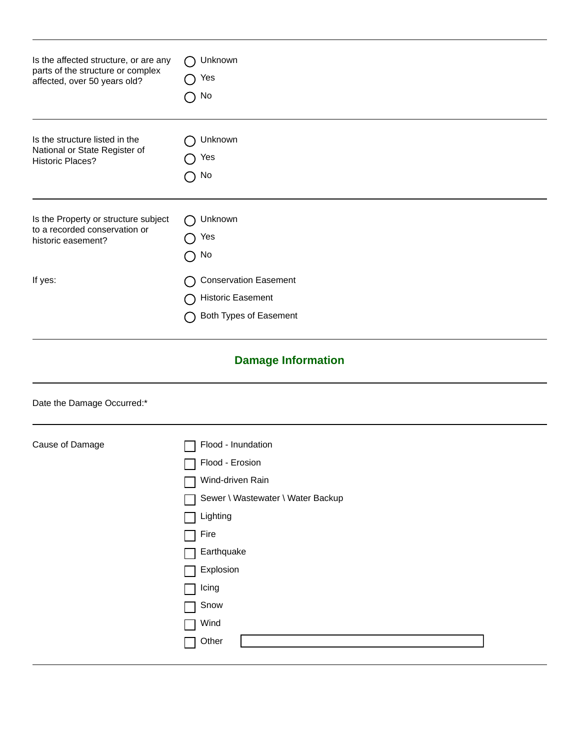Is the affected structure, or are any parts of the structure or complex affected, over 50 years old?

- ◯ Unknown
- ◯ Yes
- ◯ No

---

Is the structure listed in the National or State Register of Historic Places?

- ◯ Unknown
- ◯ Yes
- ◯ No

---

Is the Property or structure subject to a recorded conservation or historic easement?

- ◯ Unknown
- ◯ Yes
- ◯ No

If yes:

- ◯ Conservation Easement
- ◯ Historic Easement
- ◯ Both Types of Easement

---

## Damage Information

---

Date the Damage Occurred:*

---

Cause of Damage

- ☐ Flood - Inundation
- ☐ Flood - Erosion
- ☐ Wind-driven Rain
- ☐ Sewer \ Wastewater \ Water Backup
- ☐ Lighting
- ☐ Fire
- ☐ Earthquake
- ☐ Explosion
- ☐ Icing
- ☐ Snow
- ☐ Wind
- ☐ Other ________________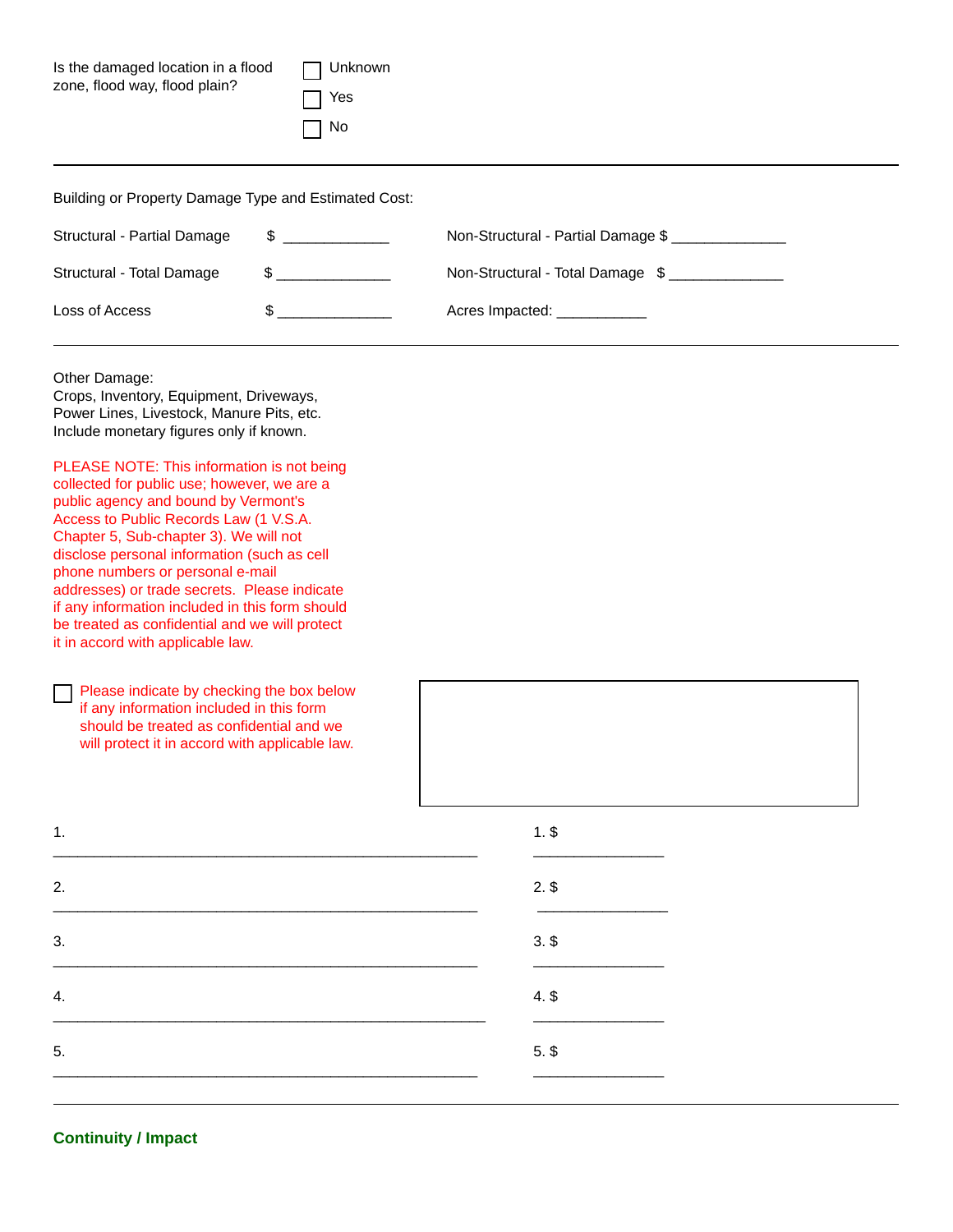Is the damaged location in a flood zone, flood way, flood plain?

- ☐ Unknown
- ☐ Yes
- ☐ No

---

Building or Property Damage Type and Estimated Cost:

| | | | |
|---|---|---|---|
| Structural - Partial Damage | $ ____________ | Non-Structural - Partial Damage | $ _____________ |
| Structural - Total Damage | $ _____________ | Non-Structural - Total Damage | $ _____________ |
| Loss of Access | $ _____________ | Acres Impacted: | __________ |

---

Other Damage:
Crops, Inventory, Equipment, Driveways, Power Lines, Livestock, Manure Pits, etc.
Include monetary figures only if known.

PLEASE NOTE: This information is not being collected for public use; however, we are a public agency and bound by Vermont's Access to Public Records Law (1 V.S.A. Chapter 5, Sub-chapter 3). We will not disclose personal information (such as cell phone numbers or personal e-mail addresses) or trade secrets. Please indicate if any information included in this form should be treated as confidential and we will protect it in accord with applicable law.

☐ Please indicate by checking the box below if any information included in this form should be treated as confidential and we will protect it in accord with applicable law.

| | |
|---|---|
| 1. ______________________________________________ | 1. $ ______________ |
| 2. ______________________________________________ | 2. $ ______________ |
| 3. ______________________________________________ | 3. $ ______________ |
| 4. ______________________________________________ | 4. $ ______________ |
| 5. ______________________________________________ | 5. $ ______________ |

---

**Continuity / Impact**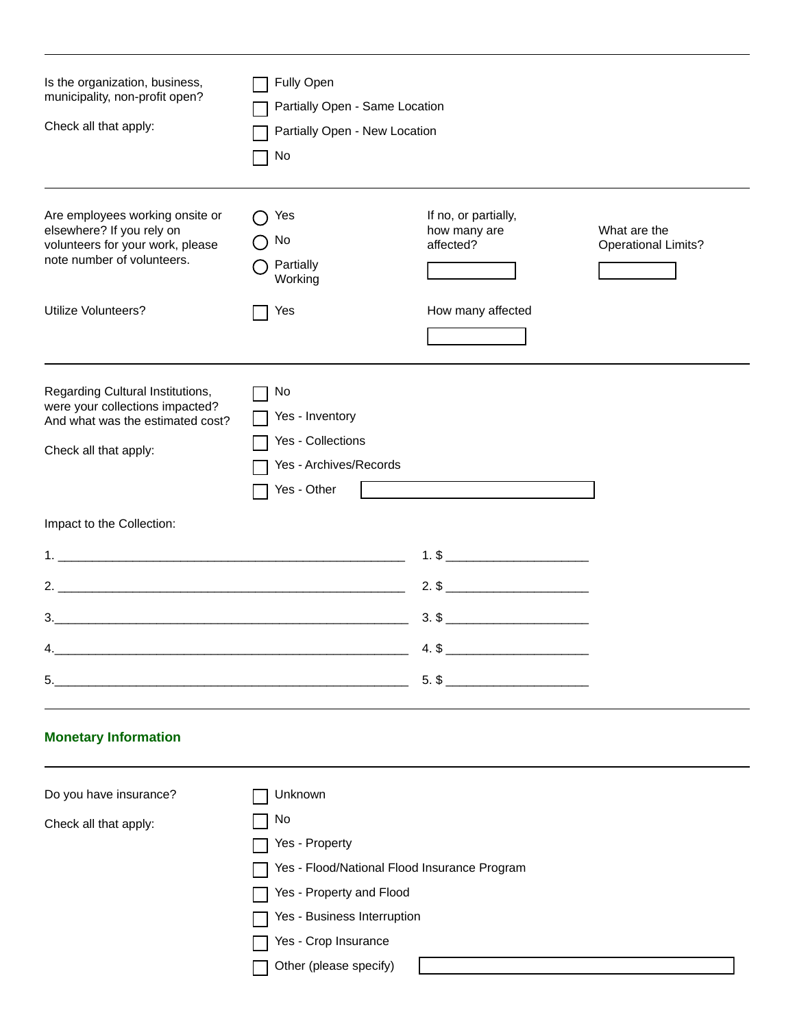---

Is the organization, business, municipality, non-profit open?

Check all that apply:

- ☐ Fully Open
- ☐ Partially Open - Same Location
- ☐ Partially Open - New Location
- ☐ No

---

Are employees working onsite or elsewhere? If you rely on volunteers for your work, please note number of volunteers.

- ○ Yes
- ○ No
- ○ Partially Working

If no, or partially, how many are affected? ______

What are the Operational Limits? ______

Utilize Volunteers?

- ☐ Yes

How many affected ______

---

Regarding Cultural Institutions, were your collections impacted? And what was the estimated cost?

Check all that apply:

- ☐ No
- ☐ Yes - Inventory
- ☐ Yes - Collections
- ☐ Yes - Archives/Records
- ☐ Yes - Other ______

Impact to the Collection:

1. ____________________________________________________ 1. $ ____________________
2. ____________________________________________________ 2. $ ____________________
3. ____________________________________________________ 3. $ ____________________
4. ____________________________________________________ 4. $ ____________________
5. ____________________________________________________ 5. $ ____________________

---

## Monetary Information

---

Do you have insurance?

Check all that apply:

- ☐ Unknown
- ☐ No
- ☐ Yes - Property
- ☐ Yes - Flood/National Flood Insurance Program
- ☐ Yes - Property and Flood
- ☐ Yes - Business Interruption
- ☐ Yes - Crop Insurance
- ☐ Other (please specify) ______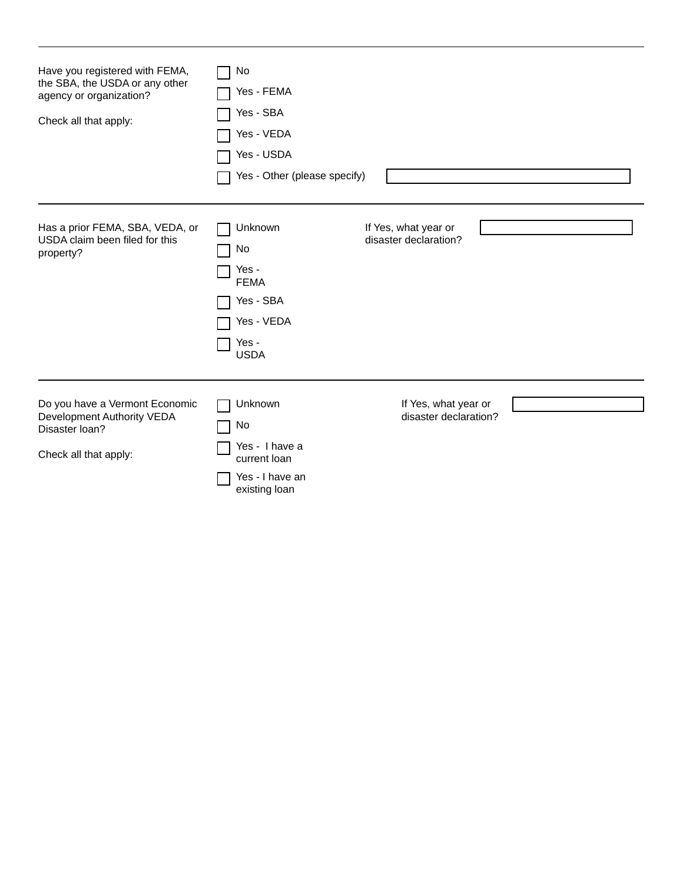---

Have you registered with FEMA, the SBA, the USDA or any other agency or organization?

Check all that apply:

- ☐ No
- ☐ Yes - FEMA
- ☐ Yes - SBA
- ☐ Yes - VEDA
- ☐ Yes - USDA
- ☐ Yes - Other (please specify) ____________________

---

Has a prior FEMA, SBA, VEDA, or USDA claim been filed for this property?

- ☐ Unknown
- ☐ No
- ☐ Yes - FEMA
- ☐ Yes - SBA
- ☐ Yes - VEDA
- ☐ Yes - USDA

If Yes, what year or disaster declaration? ____________________

---

Do you have a Vermont Economic Development Authority VEDA Disaster loan?

Check all that apply:

- ☐ Unknown
- ☐ No
- ☐ Yes - I have a current loan
- ☐ Yes - I have an existing loan

If Yes, what year or disaster declaration? ____________________